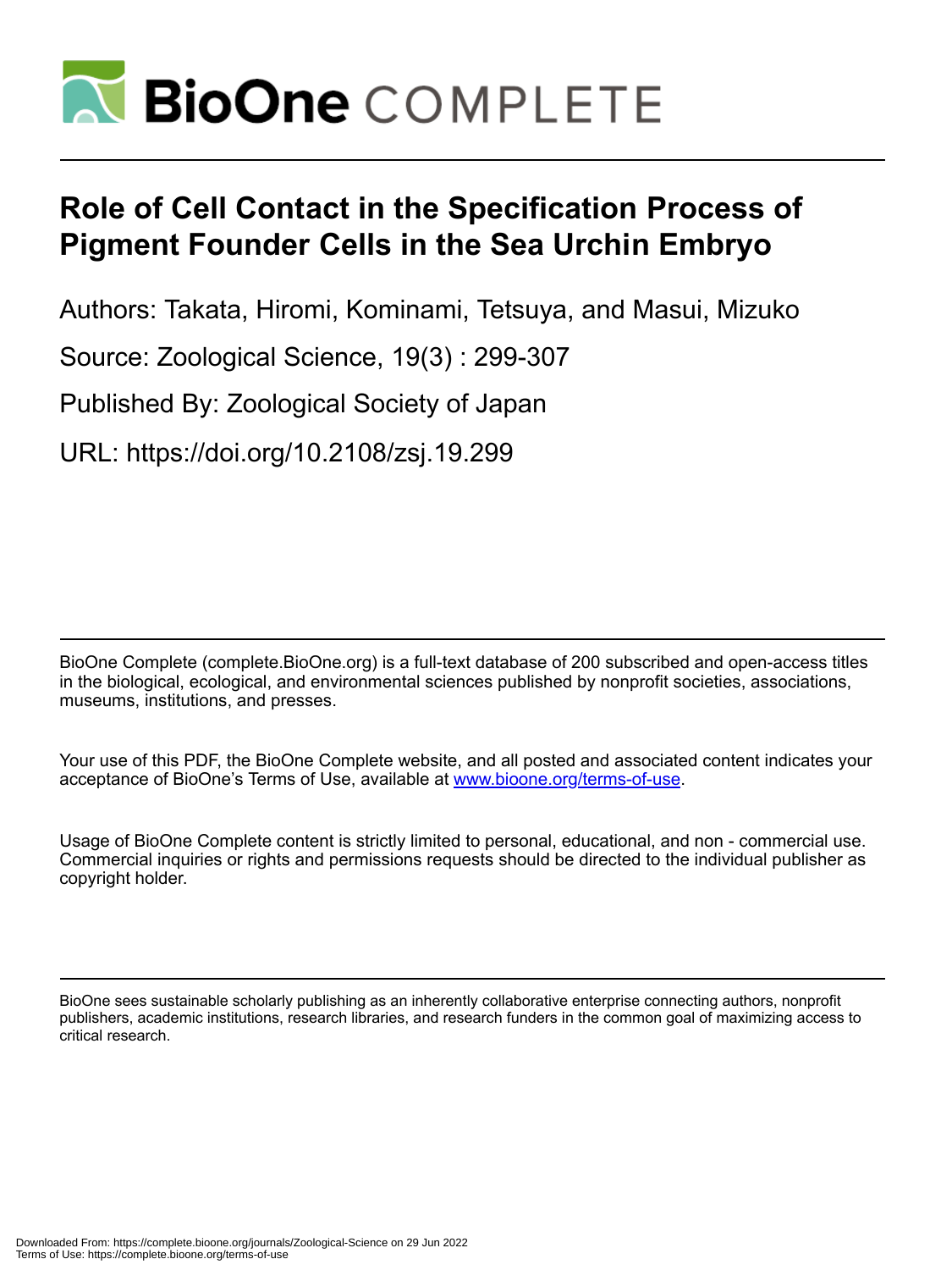# Role of Cell Contact in the Specification Process of Pigment Founder Cells in the Sea Urchin Embryo

Authors: Takata, Hiromi, Kominami, Tetsuya, and Masui, Mizuko

Source: Zoological Science, 19(3) : 299-307

Published By: Zoological Society of Japan

URL: https://doi.org/10.2108/zsj.19.299

BioOne Complete (complete.BioOne.org) is a full-text database of 200 subscribed and open-access titles in the biological, ecological, and environmental sciences published by nonprofit societies, associations, museums, institutions, and presses.

Your use of this PDF, the BioOne Complete website, and all posted and associated content indicates your acceptance of BioOne's Terms of Use, available at www.bioone.org/terms-of-use.

Usage of BioOne Complete content is strictly limited to personal, educational, and non - commercial use. Commercial inquiries or rights and permissions requests should be directed to the individual publisher as copyright holder.

BioOne sees sustainable scholarly publishing as an inherently collaborative enterprise connecting authors, nonprofit publishers, academic institutions, research libraries, and research funders in the common goal of maximizing access to critical research.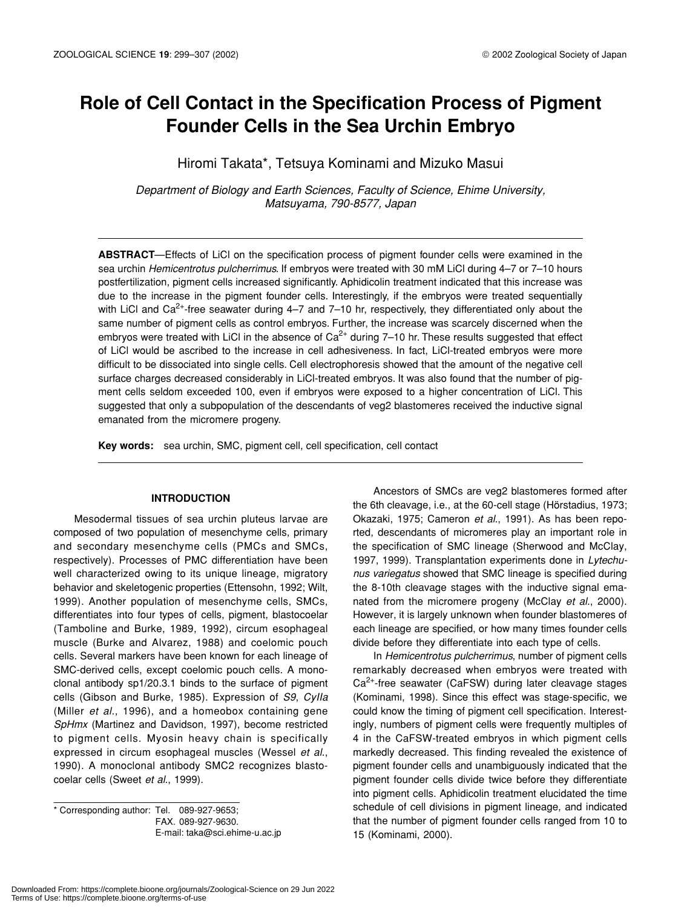# Role of Cell Contact in the Specification Process of Pigment Founder Cells in the Sea Urchin Embryo

Hiromi Takata*, Tetsuya Kominami and Mizuko Masui

*Department of Biology and Earth Sciences, Faculty of Science, Ehime University, Matsuyama, 790-8577, Japan*

**ABSTRACT**—Effects of LiCl on the specification process of pigment founder cells were examined in the sea urchin *Hemicentrotus pulcherrimus*. If embryos were treated with 30 mM LiCl during 4–7 or 7–10 hours postfertilization, pigment cells increased significantly. Aphidicolin treatment indicated that this increase was due to the increase in the pigment founder cells. Interestingly, if the embryos were treated sequentially with LiCl and $Ca^{2+}$-free seawater during 4–7 and 7–10 hr, respectively, they differentiated only about the same number of pigment cells as control embryos. Further, the increase was scarcely discerned when the embryos were treated with LiCl in the absence of $Ca^{2+}$ during 7–10 hr. These results suggested that effect of LiCl would be ascribed to the increase in cell adhesiveness. In fact, LiCl-treated embryos were more difficult to be dissociated into single cells. Cell electrophoresis showed that the amount of the negative cell surface charges decreased considerably in LiCl-treated embryos. It was also found that the number of pigment cells seldom exceeded 100, even if embryos were exposed to a higher concentration of LiCl. This suggested that only a subpopulation of the descendants of veg2 blastomeres received the inductive signal emanated from the micromere progeny.

**Key words:** sea urchin, SMC, pigment cell, cell specification, cell contact

## INTRODUCTION

Mesodermal tissues of sea urchin pluteus larvae are composed of two population of mesenchyme cells, primary and secondary mesenchyme cells (PMCs and SMCs, respectively). Processes of PMC differentiation have been well characterized owing to its unique lineage, migratory behavior and skeletogenic properties (Ettensohn, 1992; Wilt, 1999). Another population of mesenchyme cells, SMCs, differentiates into four types of cells, pigment, blastocoelar (Tamboline and Burke, 1989, 1992), circum esophageal muscle (Burke and Alvarez, 1988) and coelomic pouch cells. Several markers have been known for each lineage of SMC-derived cells, except coelomic pouch cells. A monoclonal antibody sp1/20.3.1 binds to the surface of pigment cells (Gibson and Burke, 1985). Expression of *S9*, *CyIIa* (Miller *et al*., 1996), and a homeobox containing gene *SpHmx* (Martinez and Davidson, 1997), become restricted to pigment cells. Myosin heavy chain is specifically expressed in circum esophageal muscles (Wessel *et al*., 1990). A monoclonal antibody SMC2 recognizes blastocoelar cells (Sweet *et al*., 1999).

Ancestors of SMCs are veg2 blastomeres formed after the 6th cleavage, i.e., at the 60-cell stage (Hörstadius, 1973; Okazaki, 1975; Cameron *et al*., 1991). As has been reported, descendants of micromeres play an important role in the specification of SMC lineage (Sherwood and McClay, 1997, 1999). Transplantation experiments done in *Lytechunus variegatus* showed that SMC lineage is specified during the 8-10th cleavage stages with the inductive signal emanated from the micromere progeny (McClay *et al*., 2000). However, it is largely unknown when founder blastomeres of each lineage are specified, or how many times founder cells divide before they differentiate into each type of cells.

In *Hemicentrotus pulcherrimus*, number of pigment cells remarkably decreased when embryos were treated with $Ca^{2+}$-free seawater (CaFSW) during later cleavage stages (Kominami, 1998). Since this effect was stage-specific, we could know the timing of pigment cell specification. Interestingly, numbers of pigment cells were frequently multiples of 4 in the CaFSW-treated embryos in which pigment cells markedly decreased. This finding revealed the existence of pigment founder cells and unambiguously indicated that the pigment founder cells divide twice before they differentiate into pigment cells. Aphidicolin treatment elucidated the time schedule of cell divisions in pigment lineage, and indicated that the number of pigment founder cells ranged from 10 to 15 (Kominami, 2000).

\* Corresponding author: Tel. 089-927-9653;
FAX. 089-927-9630.
E-mail: taka@sci.ehime-u.ac.jp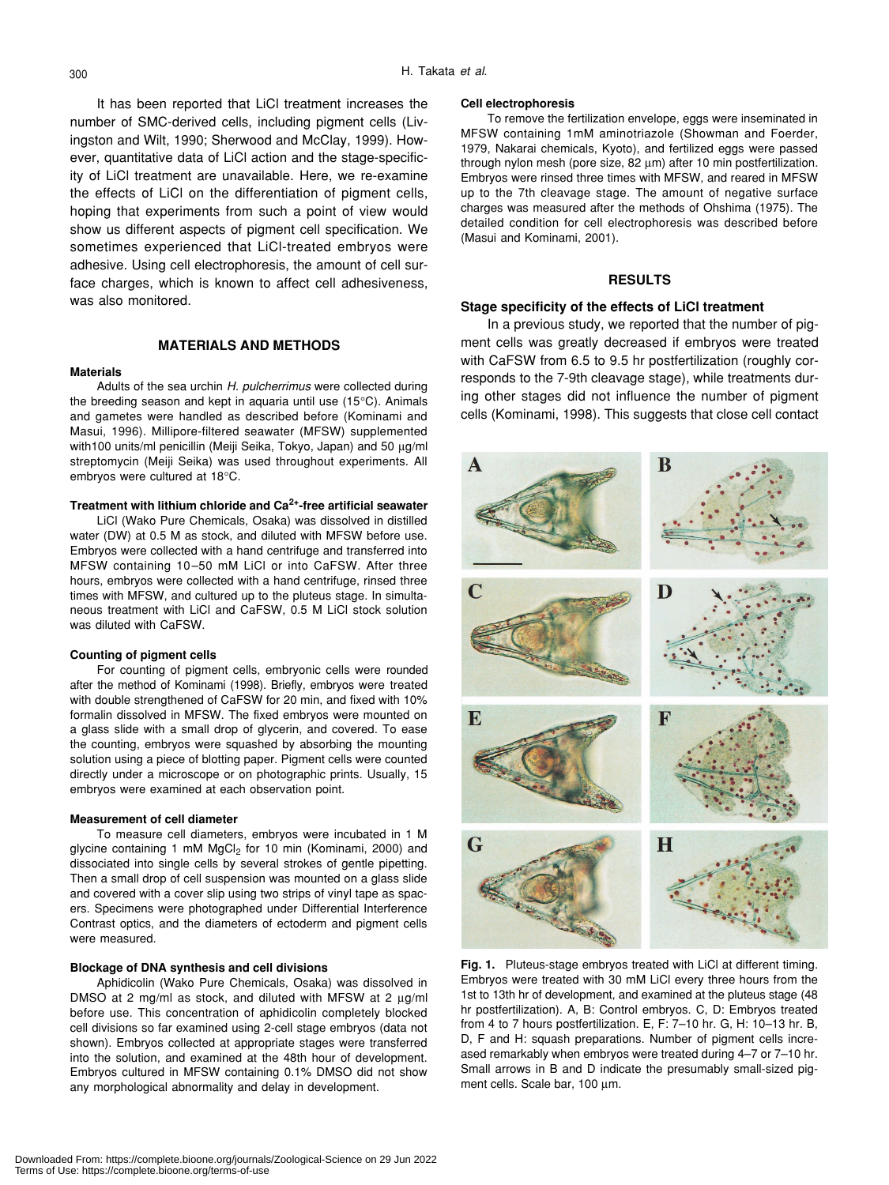It has been reported that LiCl treatment increases the number of SMC-derived cells, including pigment cells (Livingston and Wilt, 1990; Sherwood and McClay, 1999). However, quantitative data of LiCl action and the stage-specificity of LiCl treatment are unavailable. Here, we re-examine the effects of LiCl on the differentiation of pigment cells, hoping that experiments from such a point of view would show us different aspects of pigment cell specification. We sometimes experienced that LiCl-treated embryos were adhesive. Using cell electrophoresis, the amount of cell surface charges, which is known to affect cell adhesiveness, was also monitored.

## MATERIALS AND METHODS

### Materials

Adults of the sea urchin *H. pulcherrimus* were collected during the breeding season and kept in aquaria until use (15°C). Animals and gametes were handled as described before (Kominami and Masui, 1996). Millipore-filtered seawater (MFSW) supplemented with100 units/ml penicillin (Meiji Seika, Tokyo, Japan) and 50 µg/ml streptomycin (Meiji Seika) was used throughout experiments. All embryos were cultured at 18°C.

### Treatment with lithium chloride and $Ca^{2+}$-free artificial seawater

LiCl (Wako Pure Chemicals, Osaka) was dissolved in distilled water (DW) at 0.5 M as stock, and diluted with MFSW before use. Embryos were collected with a hand centrifuge and transferred into MFSW containing 10–50 mM LiCl or into CaFSW. After three hours, embryos were collected with a hand centrifuge, rinsed three times with MFSW, and cultured up to the pluteus stage. In simultaneous treatment with LiCl and CaFSW, 0.5 M LiCl stock solution was diluted with CaFSW.

### Counting of pigment cells

For counting of pigment cells, embryonic cells were rounded after the method of Kominami (1998). Briefly, embryos were treated with double strengthened of CaFSW for 20 min, and fixed with 10% formalin dissolved in MFSW. The fixed embryos were mounted on a glass slide with a small drop of glycerin, and covered. To ease the counting, embryos were squashed by absorbing the mounting solution using a piece of blotting paper. Pigment cells were counted directly under a microscope or on photographic prints. Usually, 15 embryos were examined at each observation point.

### Measurement of cell diameter

To measure cell diameters, embryos were incubated in 1 M glycine containing 1 mM $MgCl_2$ for 10 min (Kominami, 2000) and dissociated into single cells by several strokes of gentle pipetting. Then a small drop of cell suspension was mounted on a glass slide and covered with a cover slip using two strips of vinyl tape as spacers. Specimens were photographed under Differential Interference Contrast optics, and the diameters of ectoderm and pigment cells were measured.

### Blockage of DNA synthesis and cell divisions

Aphidicolin (Wako Pure Chemicals, Osaka) was dissolved in DMSO at 2 mg/ml as stock, and diluted with MFSW at 2 µg/ml before use. This concentration of aphidicolin completely blocked cell divisions so far examined using 2-cell stage embryos (data not shown). Embryos collected at appropriate stages were transferred into the solution, and examined at the 48th hour of development. Embryos cultured in MFSW containing 0.1% DMSO did not show any morphological abnormality and delay in development.

### Cell electrophoresis

To remove the fertilization envelope, eggs were inseminated in MFSW containing 1mM aminotriazole (Showman and Foerder, 1979, Nakarai chemicals, Kyoto), and fertilized eggs were passed through nylon mesh (pore size, 82 µm) after 10 min postfertilization. Embryos were rinsed three times with MFSW, and reared in MFSW up to the 7th cleavage stage. The amount of negative surface charges was measured after the methods of Ohshima (1975). The detailed condition for cell electrophoresis was described before (Masui and Kominami, 2001).

## RESULTS

### Stage specificity of the effects of LiCl treatment

In a previous study, we reported that the number of pigment cells was greatly decreased if embryos were treated with CaFSW from 6.5 to 9.5 hr postfertilization (roughly corresponds to the 7-9th cleavage stage), while treatments during other stages did not influence the number of pigment cells (Kominami, 1998). This suggests that close cell contact

**Fig. 1.** Pluteus-stage embryos treated with LiCl at different timing. Embryos were treated with 30 mM LiCl every three hours from the 1st to 13th hr of development, and examined at the pluteus stage (48 hr postfertilization). A, B: Control embryos. C, D: Embryos treated from 4 to 7 hours postfertilization. E, F: 7–10 hr. G, H: 10–13 hr. B, D, F and H: squash preparations. Number of pigment cells increased remarkably when embryos were treated during 4–7 or 7–10 hr. Small arrows in B and D indicate the presumably small-sized pigment cells. Scale bar, 100 µm.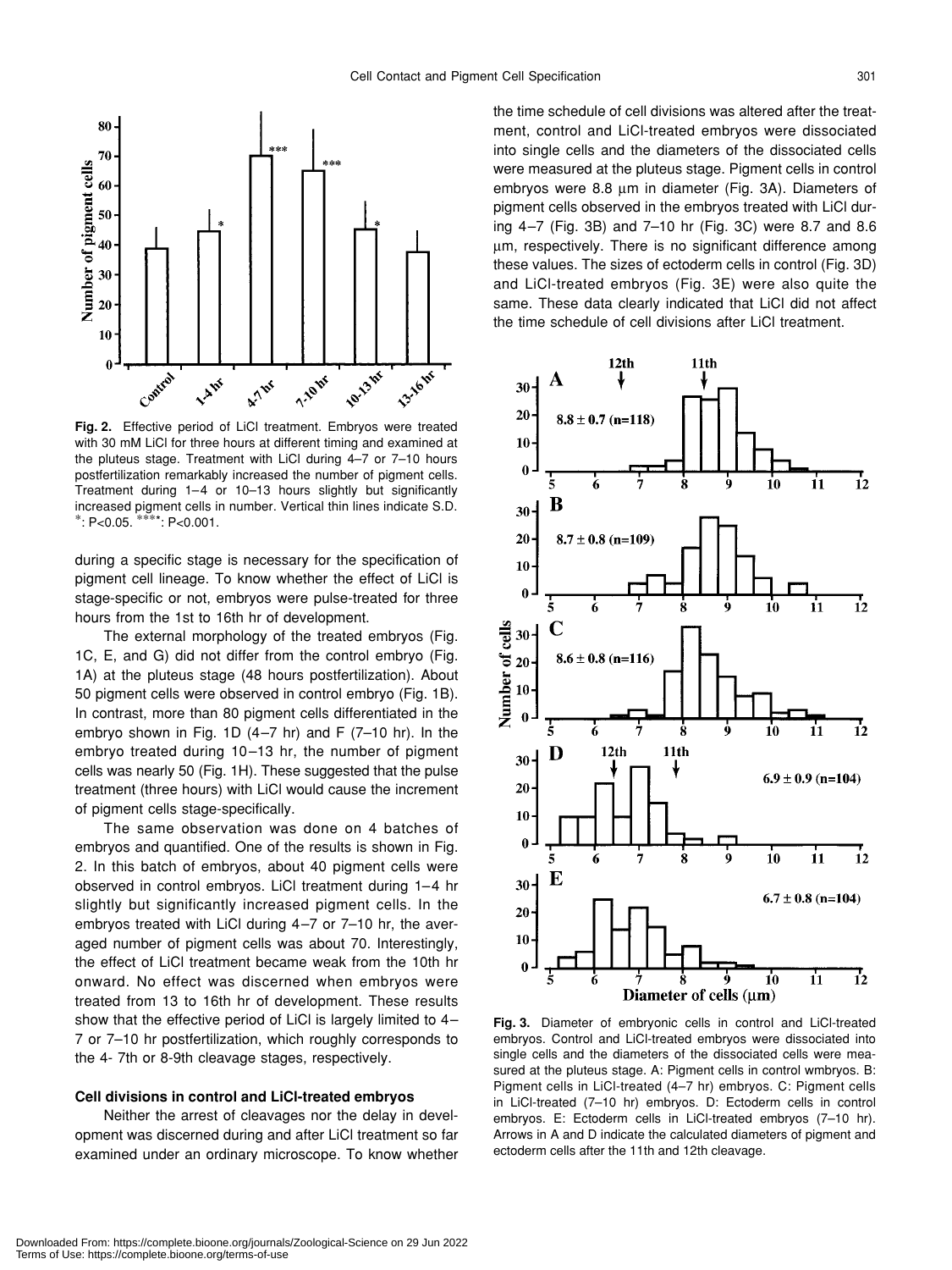**Fig. 2.** Effective period of LiCl treatment. Embryos were treated with 30 mM LiCl for three hours at different timing and examined at the pluteus stage. Treatment with LiCl during 4–7 or 7–10 hours postfertilization remarkably increased the number of pigment cells. Treatment during 1–4 or 10–13 hours slightly but significantly increased pigment cells in number. Vertical thin lines indicate S.D. *: P<0.05. ****: P<0.001.

during a specific stage is necessary for the specification of pigment cell lineage. To know whether the effect of LiCl is stage-specific or not, embryos were pulse-treated for three hours from the 1st to 16th hr of development.

The external morphology of the treated embryos (Fig. 1C, E, and G) did not differ from the control embryo (Fig. 1A) at the pluteus stage (48 hours postfertilization). About 50 pigment cells were observed in control embryo (Fig. 1B). In contrast, more than 80 pigment cells differentiated in the embryo shown in Fig. 1D (4–7 hr) and F (7–10 hr). In the embryo treated during 10–13 hr, the number of pigment cells was nearly 50 (Fig. 1H). These suggested that the pulse treatment (three hours) with LiCl would cause the increment of pigment cells stage-specifically.

The same observation was done on 4 batches of embryos and quantified. One of the results is shown in Fig. 2. In this batch of embryos, about 40 pigment cells were observed in control embryos. LiCl treatment during 1–4 hr slightly but significantly increased pigment cells. In the embryos treated with LiCl during 4–7 or 7–10 hr, the averaged number of pigment cells was about 70. Interestingly, the effect of LiCl treatment became weak from the 10th hr onward. No effect was discerned when embryos were treated from 13 to 16th hr of development. These results show that the effective period of LiCl is largely limited to 4–7 or 7–10 hr postfertilization, which roughly corresponds to the 4- 7th or 8-9th cleavage stages, respectively.

### Cell divisions in control and LiCl-treated embryos

Neither the arrest of cleavages nor the delay in development was discerned during and after LiCl treatment so far examined under an ordinary microscope. To know whether the time schedule of cell divisions was altered after the treatment, control and LiCl-treated embryos were dissociated into single cells and the diameters of the dissociated cells were measured at the pluteus stage. Pigment cells in control embryos were 8.8 μm in diameter (Fig. 3A). Diameters of pigment cells observed in the embryos treated with LiCl during 4–7 (Fig. 3B) and 7–10 hr (Fig. 3C) were 8.7 and 8.6 μm, respectively. There is no significant difference among these values. The sizes of ectoderm cells in control (Fig. 3D) and LiCl-treated embryos (Fig. 3E) were also quite the same. These data clearly indicated that LiCl did not affect the time schedule of cell divisions after LiCl treatment.

**Fig. 3.** Diameter of embryonic cells in control and LiCl-treated embryos. Control and LiCl-treated embryos were dissociated into single cells and the diameters of the dissociated cells were measured at the pluteus stage. A: Pigment cells in control wmbryos. B: Pigment cells in LiCl-treated (4–7 hr) embryos. C: Pigment cells in LiCl-treated (7–10 hr) embryos. D: Ectoderm cells in control embryos. E: Ectoderm cells in LiCl-treated embryos (7–10 hr). Arrows in A and D indicate the calculated diameters of pigment and ectoderm cells after the 11th and 12th cleavage.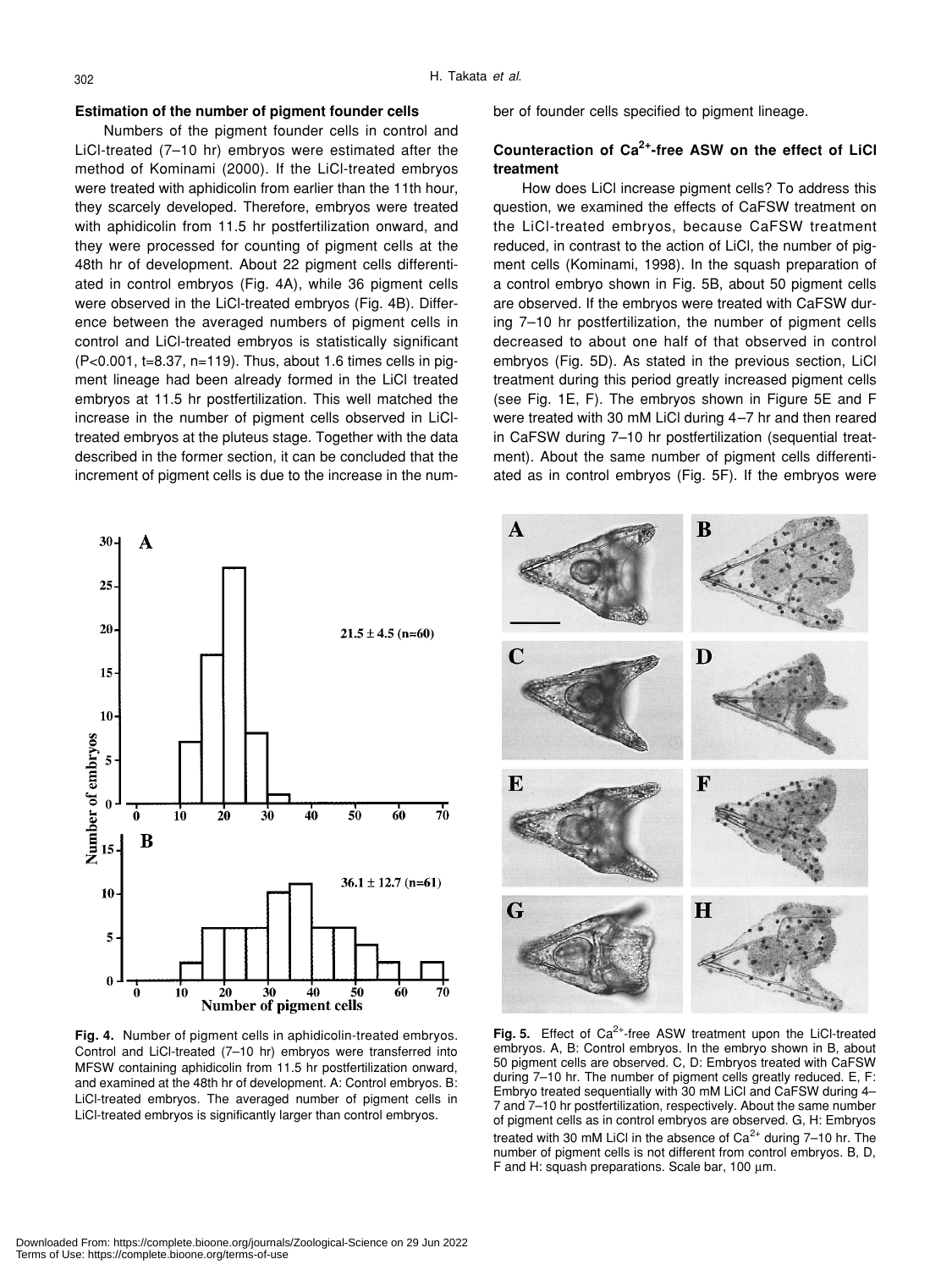### Estimation of the number of pigment founder cells

Numbers of the pigment founder cells in control and LiCl-treated (7–10 hr) embryos were estimated after the method of Kominami (2000). If the LiCl-treated embryos were treated with aphidicolin from earlier than the 11th hour, they scarcely developed. Therefore, embryos were treated with aphidicolin from 11.5 hr postfertilization onward, and they were processed for counting of pigment cells at the 48th hr of development. About 22 pigment cells differentiated in control embryos (Fig. 4A), while 36 pigment cells were observed in the LiCl-treated embryos (Fig. 4B). Difference between the averaged numbers of pigment cells in control and LiCl-treated embryos is statistically significant ($P<0.001$, $t=8.37$, $n=119$). Thus, about 1.6 times cells in pigment lineage had been already formed in the LiCl treated embryos at 11.5 hr postfertilization. This well matched the increase in the number of pigment cells observed in LiCl-treated embryos at the pluteus stage. Together with the data described in the former section, it can be concluded that the increment of pigment cells is due to the increase in the number of founder cells specified to pigment lineage.

### Counteraction of $Ca^{2+}$-free ASW on the effect of LiCl treatment

How does LiCl increase pigment cells? To address this question, we examined the effects of CaFSW treatment on the LiCl-treated embryos, because CaFSW treatment reduced, in contrast to the action of LiCl, the number of pigment cells (Kominami, 1998). In the squash preparation of a control embryo shown in Fig. 5B, about 50 pigment cells are observed. If the embryos were treated with CaFSW during 7–10 hr postfertilization, the number of pigment cells decreased to about one half of that observed in control embryos (Fig. 5D). As stated in the previous section, LiCl treatment during this period greatly increased pigment cells (see Fig. 1E, F). The embryos shown in Figure 5E and F were treated with 30 mM LiCl during 4–7 hr and then reared in CaFSW during 7–10 hr postfertilization (sequential treatment). About the same number of pigment cells differentiated as in control embryos (Fig. 5F). If the embryos were

**Fig. 4.** Number of pigment cells in aphidicolin-treated embryos. Control and LiCl-treated (7–10 hr) embryos were transferred into MFSW containing aphidicolin from 11.5 hr postfertilization onward, and examined at the 48th hr of development. A: Control embryos. B: LiCl-treated embryos. The averaged number of pigment cells in LiCl-treated embryos is significantly larger than control embryos.

**Fig. 5.** Effect of $Ca^{2+}$-free ASW treatment upon the LiCl-treated embryos. A, B: Control embryos. In the embryo shown in B, about 50 pigment cells are observed. C, D: Embryos treated with CaFSW during 7–10 hr. The number of pigment cells greatly reduced. E, F: Embryo treated sequentially with 30 mM LiCl and CaFSW during 4–7 and 7–10 hr postfertilization, respectively. About the same number of pigment cells as in control embryos are observed. G, H: Embryos treated with 30 mM LiCl in the absence of $Ca^{2+}$ during 7–10 hr. The number of pigment cells is not different from control embryos. B, D, F and H: squash preparations. Scale bar, 100 μm.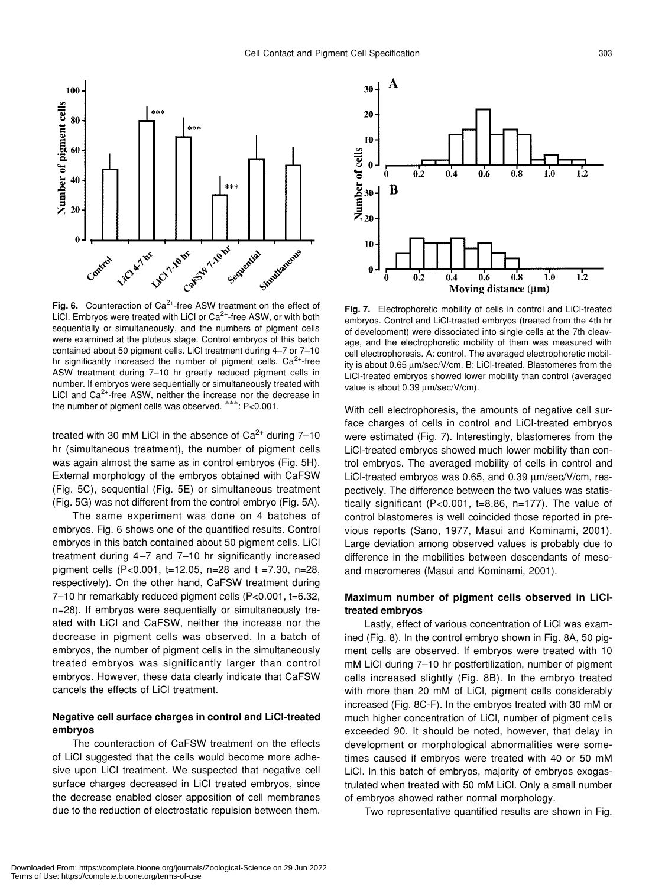**Fig. 6.** Counteraction of $Ca^{2+}$-free ASW treatment on the effect of LiCl. Embryos were treated with LiCl or $Ca^{2+}$-free ASW, or with both sequentially or simultaneously, and the numbers of pigment cells were examined at the pluteus stage. Control embryos of this batch contained about 50 pigment cells. LiCl treatment during 4–7 or 7–10 hr significantly increased the number of pigment cells. $Ca^{2+}$-free ASW treatment during 7–10 hr greatly reduced pigment cells in number. If embryos were sequentially or simultaneously treated with LiCl and $Ca^{2+}$-free ASW, neither the increase nor the decrease in the number of pigment cells was observed. ***: $P<0.001$.

treated with 30 mM LiCl in the absence of $Ca^{2+}$ during 7–10 hr (simultaneous treatment), the number of pigment cells was again almost the same as in control embryos (Fig. 5H). External morphology of the embryos obtained with CaFSW (Fig. 5C), sequential (Fig. 5E) or simultaneous treatment (Fig. 5G) was not different from the control embryo (Fig. 5A).

The same experiment was done on 4 batches of embryos. Fig. 6 shows one of the quantified results. Control embryos in this batch contained about 50 pigment cells. LiCl treatment during 4–7 and 7–10 hr significantly increased pigment cells ($P<0.001$, $t=12.05$, $n=28$ and $t=7.30$, $n=28$, respectively). On the other hand, CaFSW treatment during 7–10 hr remarkably reduced pigment cells ($P<0.001$, $t=6.32$, $n=28$). If embryos were sequentially or simultaneously treated with LiCl and CaFSW, neither the increase nor the decrease in pigment cells was observed. In a batch of embryos, the number of pigment cells in the simultaneously treated embryos was significantly larger than control embryos. However, these data clearly indicate that CaFSW cancels the effects of LiCl treatment.

### Negative cell surface charges in control and LiCl-treated embryos

The counteraction of CaFSW treatment on the effects of LiCl suggested that the cells would become more adhesive upon LiCl treatment. We suspected that negative cell surface charges decreased in LiCl treated embryos, since the decrease enabled closer apposition of cell membranes due to the reduction of electrostatic repulsion between them.

**Fig. 7.** Electrophoretic mobility of cells in control and LiCl-treated embryos. Control and LiCl-treated embryos (treated from the 4th hr of development) were dissociated into single cells at the 7th cleavage, and the electrophoretic mobility of them was measured with cell electrophoresis. A: control. The averaged electrophoretic mobility is about 0.65 µm/sec/V/cm. B: LiCl-treated. Blastomeres from the LiCl-treated embryos showed lower mobility than control (averaged value is about 0.39 µm/sec/V/cm).

With cell electrophoresis, the amounts of negative cell surface charges of cells in control and LiCl-treated embryos were estimated (Fig. 7). Interestingly, blastomeres from the LiCl-treated embryos showed much lower mobility than control embryos. The averaged mobility of cells in control and LiCl-treated embryos was 0.65, and 0.39 µm/sec/V/cm, respectively. The difference between the two values was statistically significant ($P<0.001$, $t=8.86$, $n=177$). The value of control blastomeres is well coincided those reported in previous reports (Sano, 1977, Masui and Kominami, 2001). Large deviation among observed values is probably due to difference in the mobilities between descendants of meso- and macromeres (Masui and Kominami, 2001).

### Maximum number of pigment cells observed in LiCl-treated embryos

Lastly, effect of various concentration of LiCl was examined (Fig. 8). In the control embryo shown in Fig. 8A, 50 pigment cells are observed. If embryos were treated with 10 mM LiCl during 7–10 hr postfertilization, number of pigment cells increased slightly (Fig. 8B). In the embryo treated with more than 20 mM of LiCl, pigment cells considerably increased (Fig. 8C-F). In the embryos treated with 30 mM or much higher concentration of LiCl, number of pigment cells exceeded 90. It should be noted, however, that delay in development or morphological abnormalities were sometimes caused if embryos were treated with 40 or 50 mM LiCl. In this batch of embryos, majority of embryos exogastrulated when treated with 50 mM LiCl. Only a small number of embryos showed rather normal morphology.

Two representative quantified results are shown in Fig.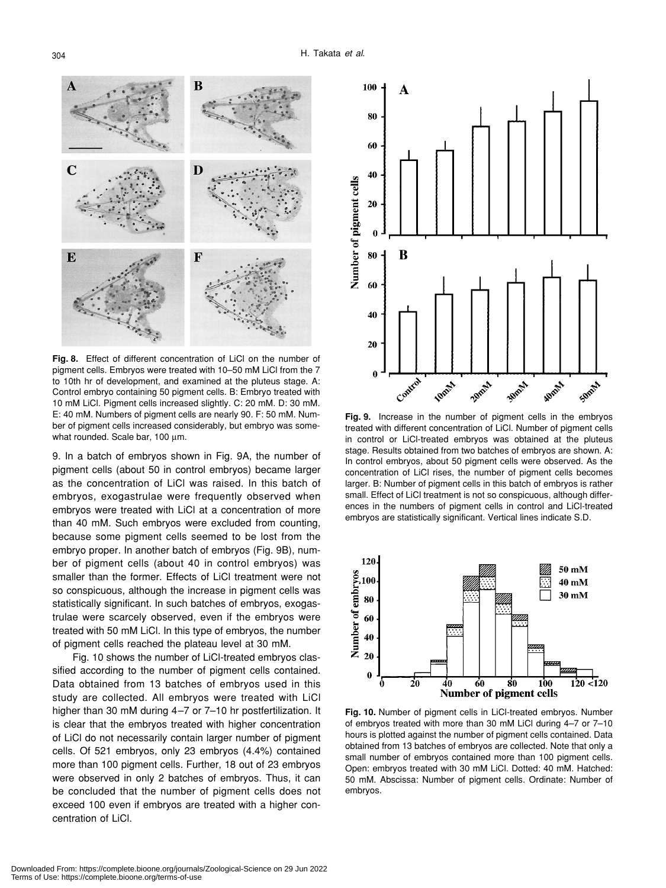**Fig. 8.** Effect of different concentration of LiCl on the number of pigment cells. Embryos were treated with 10–50 mM LiCl from the 7 to 10th hr of development, and examined at the pluteus stage. A: Control embryo containing 50 pigment cells. B: Embryo treated with 10 mM LiCl. Pigment cells increased slightly. C: 20 mM. D: 30 mM. E: 40 mM. Numbers of pigment cells are nearly 90. F: 50 mM. Number of pigment cells increased considerably, but embryo was somewhat rounded. Scale bar, 100 μm.

9. In a batch of embryos shown in Fig. 9A, the number of pigment cells (about 50 in control embryos) became larger as the concentration of LiCl was raised. In this batch of embryos, exogastrulae were frequently observed when embryos were treated with LiCl at a concentration of more than 40 mM. Such embryos were excluded from counting, because some pigment cells seemed to be lost from the embryo proper. In another batch of embryos (Fig. 9B), number of pigment cells (about 40 in control embryos) was smaller than the former. Effects of LiCl treatment were not so conspicuous, although the increase in pigment cells was statistically significant. In such batches of embryos, exogastrulae were scarcely observed, even if the embryos were treated with 50 mM LiCl. In this type of embryos, the number of pigment cells reached the plateau level at 30 mM.

Fig. 10 shows the number of LiCl-treated embryos classified according to the number of pigment cells contained. Data obtained from 13 batches of embryos used in this study are collected. All embryos were treated with LiCl higher than 30 mM during 4–7 or 7–10 hr postfertilization. It is clear that the embryos treated with higher concentration of LiCl do not necessarily contain larger number of pigment cells. Of 521 embryos, only 23 embryos (4.4%) contained more than 100 pigment cells. Further, 18 out of 23 embryos were observed in only 2 batches of embryos. Thus, it can be concluded that the number of pigment cells does not exceed 100 even if embryos are treated with a higher concentration of LiCl.

**Fig. 9.** Increase in the number of pigment cells in the embryos treated with different concentration of LiCl. Number of pigment cells in control or LiCl-treated embryos was obtained at the pluteus stage. Results obtained from two batches of embryos are shown. A: In control embryos, about 50 pigment cells were observed. As the concentration of LiCl rises, the number of pigment cells becomes larger. B: Number of pigment cells in this batch of embryos is rather small. Effect of LiCl treatment is not so conspicuous, although differences in the numbers of pigment cells in control and LiCl-treated embryos are statistically significant. Vertical lines indicate S.D.

**Fig. 10.** Number of pigment cells in LiCl-treated embryos. Number of embryos treated with more than 30 mM LiCl during 4–7 or 7–10 hours is plotted against the number of pigment cells contained. Data obtained from 13 batches of embryos are collected. Note that only a small number of embryos contained more than 100 pigment cells. Open: embryos treated with 30 mM LiCl. Dotted: 40 mM. Hatched: 50 mM. Abscissa: Number of pigment cells. Ordinate: Number of embryos.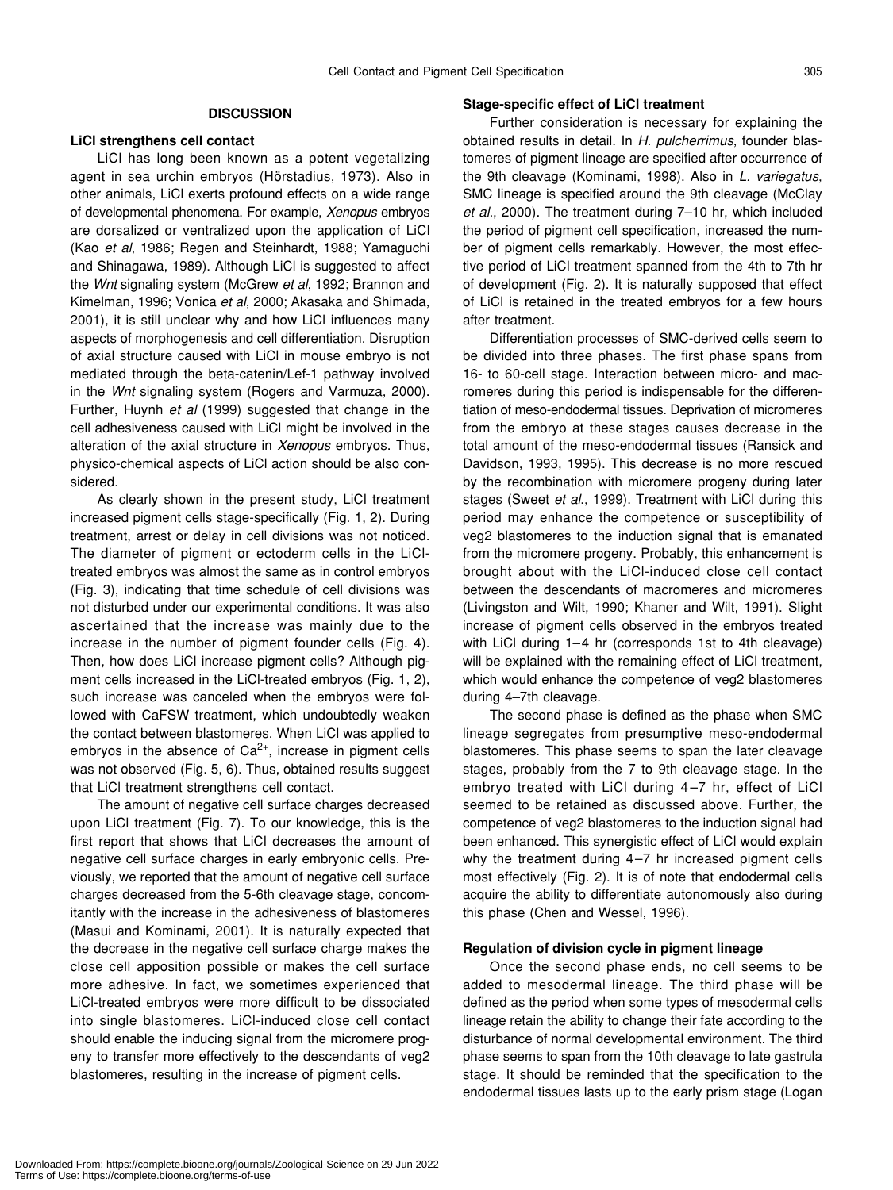## DISCUSSION

### LiCl strengthens cell contact

LiCl has long been known as a potent vegetalizing agent in sea urchin embryos (Hörstadius, 1973). Also in other animals, LiCl exerts profound effects on a wide range of developmental phenomena. For example, *Xenopus* embryos are dorsalized or ventralized upon the application of LiCl (Kao *et al*, 1986; Regen and Steinhardt, 1988; Yamaguchi and Shinagawa, 1989). Although LiCl is suggested to affect the *Wnt* signaling system (McGrew *et al*, 1992; Brannon and Kimelman, 1996; Vonica *et al*, 2000; Akasaka and Shimada, 2001), it is still unclear why and how LiCl influences many aspects of morphogenesis and cell differentiation. Disruption of axial structure caused with LiCl in mouse embryo is not mediated through the beta-catenin/Lef-1 pathway involved in the *Wnt* signaling system (Rogers and Varmuza, 2000). Further, Huynh *et al* (1999) suggested that change in the cell adhesiveness caused with LiCl might be involved in the alteration of the axial structure in *Xenopus* embryos. Thus, physico-chemical aspects of LiCl action should be also considered.

As clearly shown in the present study, LiCl treatment increased pigment cells stage-specifically (Fig. 1, 2). During treatment, arrest or delay in cell divisions was not noticed. The diameter of pigment or ectoderm cells in the LiCl-treated embryos was almost the same as in control embryos (Fig. 3), indicating that time schedule of cell divisions was not disturbed under our experimental conditions. It was also ascertained that the increase was mainly due to the increase in the number of pigment founder cells (Fig. 4). Then, how does LiCl increase pigment cells? Although pigment cells increased in the LiCl-treated embryos (Fig. 1, 2), such increase was canceled when the embryos were followed with CaFSW treatment, which undoubtedly weaken the contact between blastomeres. When LiCl was applied to embryos in the absence of $Ca^{2+}$, increase in pigment cells was not observed (Fig. 5, 6). Thus, obtained results suggest that LiCl treatment strengthens cell contact.

The amount of negative cell surface charges decreased upon LiCl treatment (Fig. 7). To our knowledge, this is the first report that shows that LiCl decreases the amount of negative cell surface charges in early embryonic cells. Previously, we reported that the amount of negative cell surface charges decreased from the 5-6th cleavage stage, concomitantly with the increase in the adhesiveness of blastomeres (Masui and Kominami, 2001). It is naturally expected that the decrease in the negative cell surface charge makes the close cell apposition possible or makes the cell surface more adhesive. In fact, we sometimes experienced that LiCl-treated embryos were more difficult to be dissociated into single blastomeres. LiCl-induced close cell contact should enable the inducing signal from the micromere progeny to transfer more effectively to the descendants of veg2 blastomeres, resulting in the increase of pigment cells.

### Stage-specific effect of LiCl treatment

Further consideration is necessary for explaining the obtained results in detail. In *H. pulcherrimus*, founder blastomeres of pigment lineage are specified after occurrence of the 9th cleavage (Kominami, 1998). Also in *L. variegatus*, SMC lineage is specified around the 9th cleavage (McClay *et al*., 2000). The treatment during 7–10 hr, which included the period of pigment cell specification, increased the number of pigment cells remarkably. However, the most effective period of LiCl treatment spanned from the 4th to 7th hr of development (Fig. 2). It is naturally supposed that effect of LiCl is retained in the treated embryos for a few hours after treatment.

Differentiation processes of SMC-derived cells seem to be divided into three phases. The first phase spans from 16- to 60-cell stage. Interaction between micro- and macromeres during this period is indispensable for the differentiation of meso-endodermal tissues. Deprivation of micromeres from the embryo at these stages causes decrease in the total amount of the meso-endodermal tissues (Ransick and Davidson, 1993, 1995). This decrease is no more rescued by the recombination with micromere progeny during later stages (Sweet *et al*., 1999). Treatment with LiCl during this period may enhance the competence or susceptibility of veg2 blastomeres to the induction signal that is emanated from the micromere progeny. Probably, this enhancement is brought about with the LiCl-induced close cell contact between the descendants of macromeres and micromeres (Livingston and Wilt, 1990; Khaner and Wilt, 1991). Slight increase of pigment cells observed in the embryos treated with LiCl during 1–4 hr (corresponds 1st to 4th cleavage) will be explained with the remaining effect of LiCl treatment, which would enhance the competence of veg2 blastomeres during 4–7th cleavage.

The second phase is defined as the phase when SMC lineage segregates from presumptive meso-endodermal blastomeres. This phase seems to span the later cleavage stages, probably from the 7 to 9th cleavage stage. In the embryo treated with LiCl during 4–7 hr, effect of LiCl seemed to be retained as discussed above. Further, the competence of veg2 blastomeres to the induction signal had been enhanced. This synergistic effect of LiCl would explain why the treatment during 4–7 hr increased pigment cells most effectively (Fig. 2). It is of note that endodermal cells acquire the ability to differentiate autonomously also during this phase (Chen and Wessel, 1996).

### Regulation of division cycle in pigment lineage

Once the second phase ends, no cell seems to be added to mesodermal lineage. The third phase will be defined as the period when some types of mesodermal cells lineage retain the ability to change their fate according to the disturbance of normal developmental environment. The third phase seems to span from the 10th cleavage to late gastrula stage. It should be reminded that the specification to the endodermal tissues lasts up to the early prism stage (Logan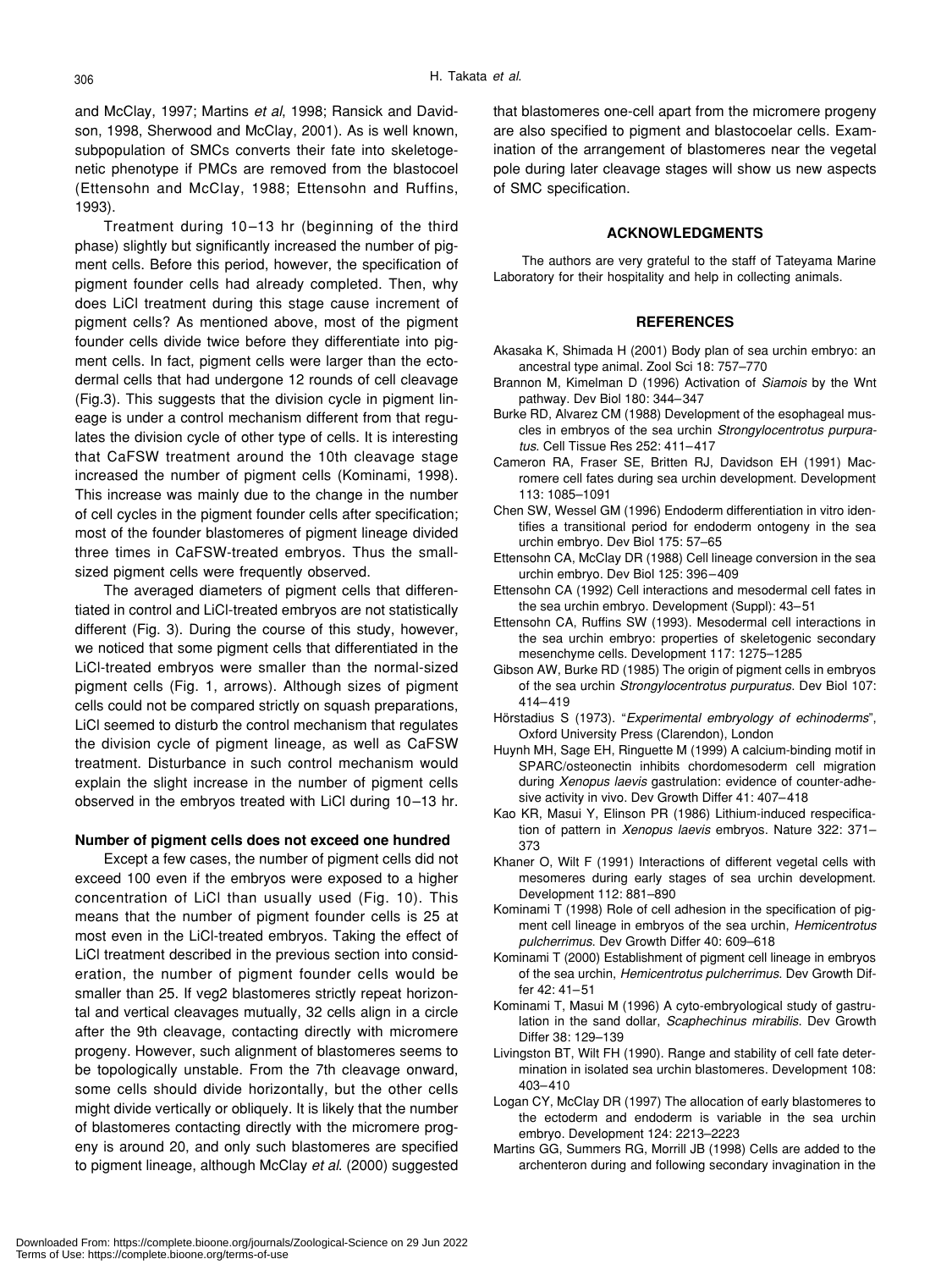and McClay, 1997; Martins *et al*, 1998; Ransick and Davidson, 1998, Sherwood and McClay, 2001). As is well known, subpopulation of SMCs converts their fate into skeletogenetic phenotype if PMCs are removed from the blastocoel (Ettensohn and McClay, 1988; Ettensohn and Ruffins, 1993).

Treatment during 10–13 hr (beginning of the third phase) slightly but significantly increased the number of pigment cells. Before this period, however, the specification of pigment founder cells had already completed. Then, why does LiCl treatment during this stage cause increment of pigment cells? As mentioned above, most of the pigment founder cells divide twice before they differentiate into pigment cells. In fact, pigment cells were larger than the ectodermal cells that had undergone 12 rounds of cell cleavage (Fig.3). This suggests that the division cycle in pigment lineage is under a control mechanism different from that regulates the division cycle of other type of cells. It is interesting that CaFSW treatment around the 10th cleavage stage increased the number of pigment cells (Kominami, 1998). This increase was mainly due to the change in the number of cell cycles in the pigment founder cells after specification; most of the founder blastomeres of pigment lineage divided three times in CaFSW-treated embryos. Thus the small-sized pigment cells were frequently observed.

The averaged diameters of pigment cells that differentiated in control and LiCl-treated embryos are not statistically different (Fig. 3). During the course of this study, however, we noticed that some pigment cells that differentiated in the LiCl-treated embryos were smaller than the normal-sized pigment cells (Fig. 1, arrows). Although sizes of pigment cells could not be compared strictly on squash preparations, LiCl seemed to disturb the control mechanism that regulates the division cycle of pigment lineage, as well as CaFSW treatment. Disturbance in such control mechanism would explain the slight increase in the number of pigment cells observed in the embryos treated with LiCl during 10–13 hr.

**Number of pigment cells does not exceed one hundred**

Except a few cases, the number of pigment cells did not exceed 100 even if the embryos were exposed to a higher concentration of LiCl than usually used (Fig. 10). This means that the number of pigment founder cells is 25 at most even in the LiCl-treated embryos. Taking the effect of LiCl treatment described in the previous section into consideration, the number of pigment founder cells would be smaller than 25. If veg2 blastomeres strictly repeat horizontal and vertical cleavages mutually, 32 cells align in a circle after the 9th cleavage, contacting directly with micromere progeny. However, such alignment of blastomeres seems to be topologically unstable. From the 7th cleavage onward, some cells should divide horizontally, but the other cells might divide vertically or obliquely. It is likely that the number of blastomeres contacting directly with the micromere progeny is around 20, and only such blastomeres are specified to pigment lineage, although McClay *et al*. (2000) suggested that blastomeres one-cell apart from the micromere progeny are also specified to pigment and blastocoelar cells. Examination of the arrangement of blastomeres near the vegetal pole during later cleavage stages will show us new aspects of SMC specification.

## ACKNOWLEDGMENTS

The authors are very grateful to the staff of Tateyama Marine Laboratory for their hospitality and help in collecting animals.

## REFERENCES

Akasaka K, Shimada H (2001) Body plan of sea urchin embryo: an ancestral type animal. Zool Sci 18: 757–770

Brannon M, Kimelman D (1996) Activation of *Siamois* by the Wnt pathway. Dev Biol 180: 344–347

Burke RD, Alvarez CM (1988) Development of the esophageal muscles in embryos of the sea urchin *Strongylocentrotus purpuratus*. Cell Tissue Res 252: 411–417

Cameron RA, Fraser SE, Britten RJ, Davidson EH (1991) Macromere cell fates during sea urchin development. Development 113: 1085–1091

Chen SW, Wessel GM (1996) Endoderm differentiation in vitro identifies a transitional period for endoderm ontogeny in the sea urchin embryo. Dev Biol 175: 57–65

Ettensohn CA, McClay DR (1988) Cell lineage conversion in the sea urchin embryo. Dev Biol 125: 396–409

Ettensohn CA (1992) Cell interactions and mesodermal cell fates in the sea urchin embryo. Development (Suppl): 43–51

Ettensohn CA, Ruffins SW (1993). Mesodermal cell interactions in the sea urchin embryo: properties of skeletogenic secondary mesenchyme cells. Development 117: 1275–1285

Gibson AW, Burke RD (1985) The origin of pigment cells in embryos of the sea urchin *Strongylocentrotus purpuratus*. Dev Biol 107: 414–419

Hörstadius S (1973). "*Experimental embryology of echinoderms*", Oxford University Press (Clarendon), London

Huynh MH, Sage EH, Ringuette M (1999) A calcium-binding motif in SPARC/osteonectin inhibits chordomesoderm cell migration during *Xenopus laevis* gastrulation: evidence of counter-adhesive activity in vivo. Dev Growth Differ 41: 407–418

Kao KR, Masui Y, Elinson PR (1986) Lithium-induced respecification of pattern in *Xenopus laevis* embryos. Nature 322: 371–373

Khaner O, Wilt F (1991) Interactions of different vegetal cells with mesomeres during early stages of sea urchin development. Development 112: 881–890

Kominami T (1998) Role of cell adhesion in the specification of pigment cell lineage in embryos of the sea urchin, *Hemicentrotus pulcherrimus*. Dev Growth Differ 40: 609–618

Kominami T (2000) Establishment of pigment cell lineage in embryos of the sea urchin, *Hemicentrotus pulcherrimus*. Dev Growth Differ 42: 41–51

Kominami T, Masui M (1996) A cyto-embryological study of gastrulation in the sand dollar, *Scaphechinus mirabilis*. Dev Growth Differ 38: 129–139

Livingston BT, Wilt FH (1990). Range and stability of cell fate determination in isolated sea urchin blastomeres. Development 108: 403–410

Logan CY, McClay DR (1997) The allocation of early blastomeres to the ectoderm and endoderm is variable in the sea urchin embryo. Development 124: 2213–2223

Martins GG, Summers RG, Morrill JB (1998) Cells are added to the archenteron during and following secondary invagination in the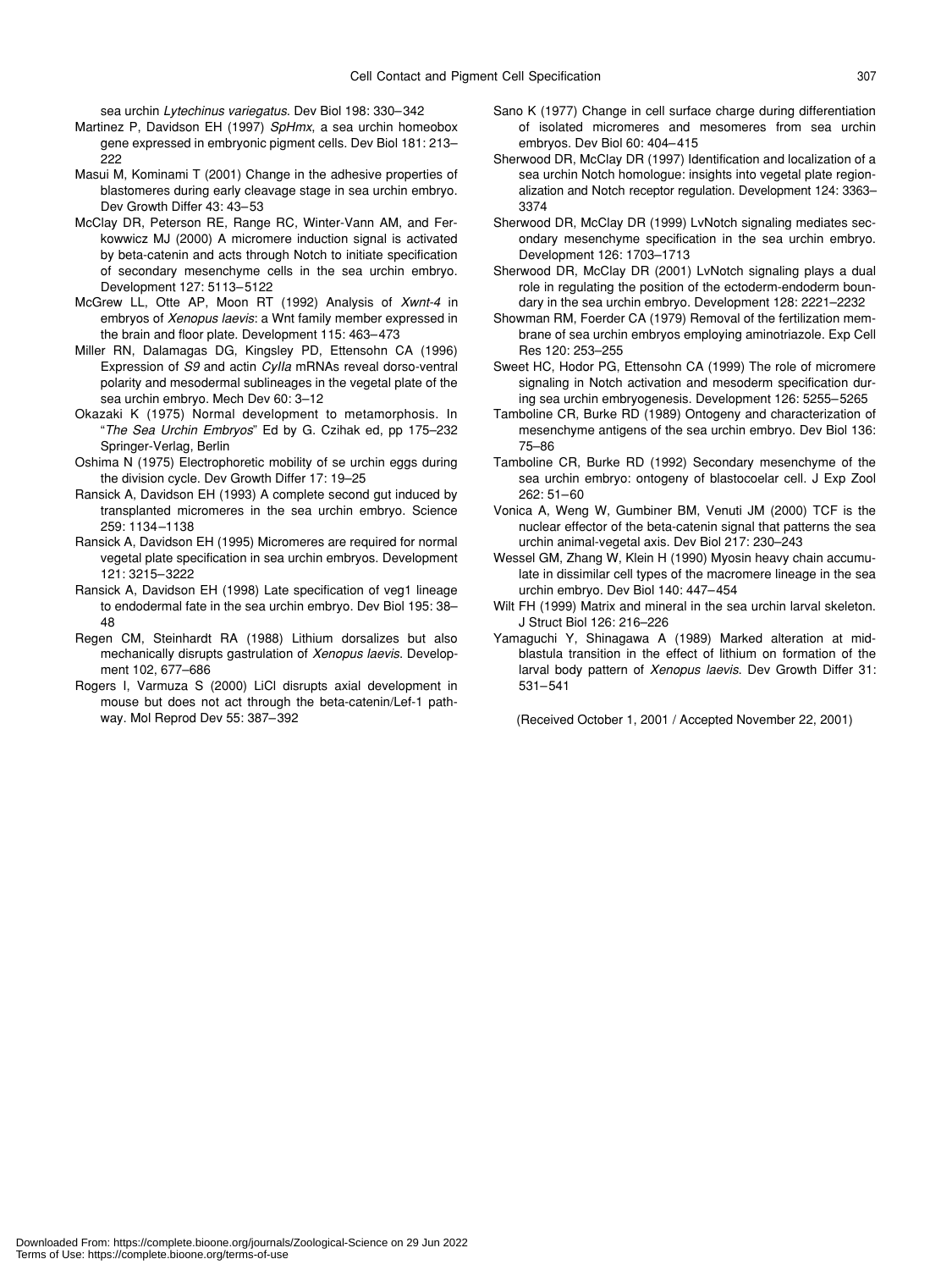sea urchin *Lytechinus variegatus*. Dev Biol 198: 330–342

Martinez P, Davidson EH (1997) *SpHmx*, a sea urchin homeobox gene expressed in embryonic pigment cells. Dev Biol 181: 213–222

Masui M, Kominami T (2001) Change in the adhesive properties of blastomeres during early cleavage stage in sea urchin embryo. Dev Growth Differ 43: 43–53

McClay DR, Peterson RE, Range RC, Winter-Vann AM, and Ferkowwicz MJ (2000) A micromere induction signal is activated by beta-catenin and acts through Notch to initiate specification of secondary mesenchyme cells in the sea urchin embryo. Development 127: 5113–5122

McGrew LL, Otte AP, Moon RT (1992) Analysis of *Xwnt-4* in embryos of *Xenopus laevis*: a Wnt family member expressed in the brain and floor plate. Development 115: 463–473

Miller RN, Dalamagas DG, Kingsley PD, Ettensohn CA (1996) Expression of *S9* and actin *CyIIa* mRNAs reveal dorso-ventral polarity and mesodermal sublineages in the vegetal plate of the sea urchin embryo. Mech Dev 60: 3–12

Okazaki K (1975) Normal development to metamorphosis. In "*The Sea Urchin Embryos*" Ed by G. Czihak ed, pp 175–232 Springer-Verlag, Berlin

Oshima N (1975) Electrophoretic mobility of se urchin eggs during the division cycle. Dev Growth Differ 17: 19–25

Ransick A, Davidson EH (1993) A complete second gut induced by transplanted micromeres in the sea urchin embryo. Science 259: 1134–1138

Ransick A, Davidson EH (1995) Micromeres are required for normal vegetal plate specification in sea urchin embryos. Development 121: 3215–3222

Ransick A, Davidson EH (1998) Late specification of veg1 lineage to endodermal fate in the sea urchin embryo. Dev Biol 195: 38–48

Regen CM, Steinhardt RA (1988) Lithium dorsalizes but also mechanically disrupts gastrulation of *Xenopus laevis*. Development 102, 677–686

Rogers I, Varmuza S (2000) LiCl disrupts axial development in mouse but does not act through the beta-catenin/Lef-1 pathway. Mol Reprod Dev 55: 387–392

Sano K (1977) Change in cell surface charge during differentiation of isolated micromeres and mesomeres from sea urchin embryos. Dev Biol 60: 404–415

Sherwood DR, McClay DR (1997) Identification and localization of a sea urchin Notch homologue: insights into vegetal plate regionalization and Notch receptor regulation. Development 124: 3363–3374

Sherwood DR, McClay DR (1999) LvNotch signaling mediates secondary mesenchyme specification in the sea urchin embryo. Development 126: 1703–1713

Sherwood DR, McClay DR (2001) LvNotch signaling plays a dual role in regulating the position of the ectoderm-endoderm boundary in the sea urchin embryo. Development 128: 2221–2232

Showman RM, Foerder CA (1979) Removal of the fertilization membrane of sea urchin embryos employing aminotriazole. Exp Cell Res 120: 253–255

Sweet HC, Hodor PG, Ettensohn CA (1999) The role of micromere signaling in Notch activation and mesoderm specification during sea urchin embryogenesis. Development 126: 5255–5265

Tamboline CR, Burke RD (1989) Ontogeny and characterization of mesenchyme antigens of the sea urchin embryo. Dev Biol 136: 75–86

Tamboline CR, Burke RD (1992) Secondary mesenchyme of the sea urchin embryo: ontogeny of blastocoelar cell. J Exp Zool 262: 51–60

Vonica A, Weng W, Gumbiner BM, Venuti JM (2000) TCF is the nuclear effector of the beta-catenin signal that patterns the sea urchin animal-vegetal axis. Dev Biol 217: 230–243

Wessel GM, Zhang W, Klein H (1990) Myosin heavy chain accumulate in dissimilar cell types of the macromere lineage in the sea urchin embryo. Dev Biol 140: 447–454

Wilt FH (1999) Matrix and mineral in the sea urchin larval skeleton. J Struct Biol 126: 216–226

Yamaguchi Y, Shinagawa A (1989) Marked alteration at mid-blastula transition in the effect of lithium on formation of the larval body pattern of *Xenopus laevis*. Dev Growth Differ 31: 531–541

(Received October 1, 2001 / Accepted November 22, 2001)